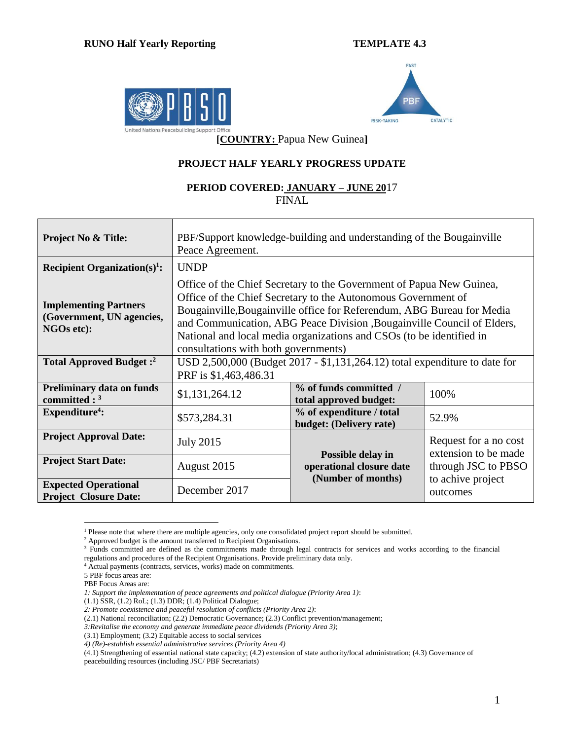**RUNO Half Yearly Reporting** **TEMPLATE 4.3**

**[COUNTRY:** Papua New Guinea**]**

**PROJECT HALF YEARLY PROGRESS UPDATE**

**PERIOD COVERED: JANUARY – JUNE 20**17
FINAL

| **Project No & Title:** | PBF/Support knowledge-building and understanding of the Bougainville Peace Agreement. | | |
|---|---|---|---|
| **Recipient Organization(s)[1]:** | UNDP | | |
| **Implementing Partners (Government, UN agencies, NGOs etc):** | Office of the Chief Secretary to the Government of Papua New Guinea, Office of the Chief Secretary to the Autonomous Government of Bougainville,Bougainville office for Referendum, ABG Bureau for Media and Communication, ABG Peace Division ,Bougainville Council of Elders, National and local media organizations and CSOs (to be identified in consultations with both governments) | | |
| **Total Approved Budget :[2]** | USD 2,500,000 (Budget 2017 - $1,131,264.12) total expenditure to date for PRF is $1,463,486.31 | | |
| **Preliminary data on funds committed : [3]** | $1,131,264.12 | **% of funds committed / total approved budget:** | 100% |
| **Expenditure[4]:** | $573,284.31 | **% of expenditure / total budget: (Delivery rate)** | 52.9% |
| **Project Approval Date:** | July 2015 | **Possible delay in operational closure date (Number of months)** | Request for a no cost extension to be made through JSC to PBSO to achive project outcomes |
| **Project Start Date:** | August 2015 | | |
| **Expected Operational Project Closure Date:** | December 2017 | | |

[1] Please note that where there are multiple agencies, only one consolidated project report should be submitted.
[2] Approved budget is the amount transferred to Recipient Organisations.
[3] Funds committed are defined as the commitments made through legal contracts for services and works according to the financial regulations and procedures of the Recipient Organisations. Provide preliminary data only.
[4] Actual payments (contracts, services, works) made on commitments.
5 PBF focus areas are:
PBF Focus Areas are:
*1: Support the implementation of peace agreements and political dialogue (Priority Area 1)*:
(1.1) SSR, (1.2) RoL; (1.3) DDR; (1.4) Political Dialogue;
*2: Promote coexistence and peaceful resolution of conflicts (Priority Area 2)*:
(2.1) National reconciliation; (2.2) Democratic Governance; (2.3) Conflict prevention/management;
*3:Revitalise the economy and generate immediate peace dividends (Priority Area 3)*;
(3.1) Employment; (3.2) Equitable access to social services
*4) (Re)-establish essential administrative services (Priority Area 4)*
(4.1) Strengthening of essential national state capacity; (4.2) extension of state authority/local administration; (4.3) Governance of peacebuilding resources (including JSC/ PBF Secretariats)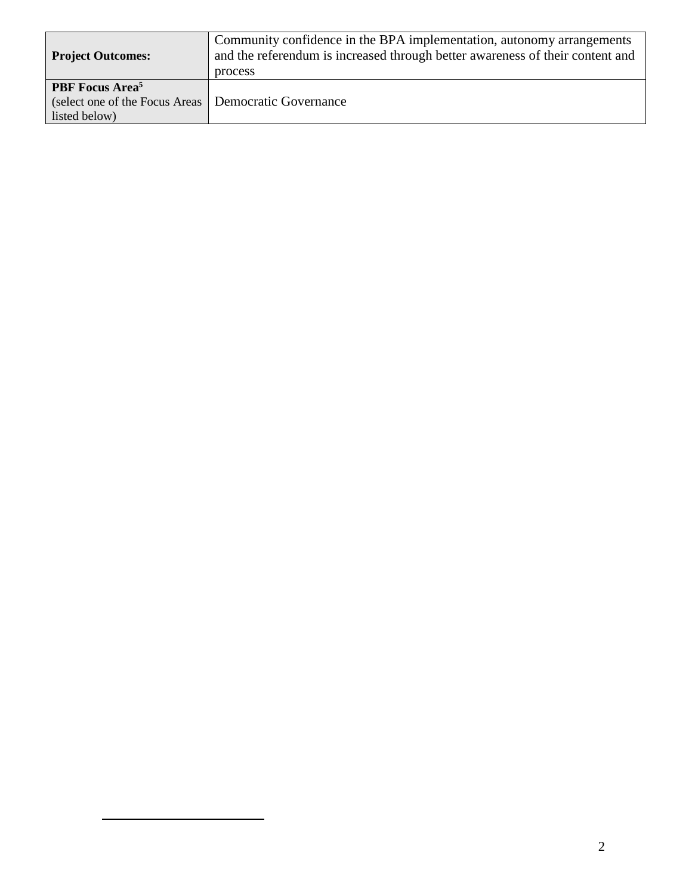| | |
|---|---|
| **Project Outcomes:** | Community confidence in the BPA implementation, autonomy arrangements and the referendum is increased through better awareness of their content and process |
| **PBF Focus Area**[5] (select one of the Focus Areas listed below) | Democratic Governance |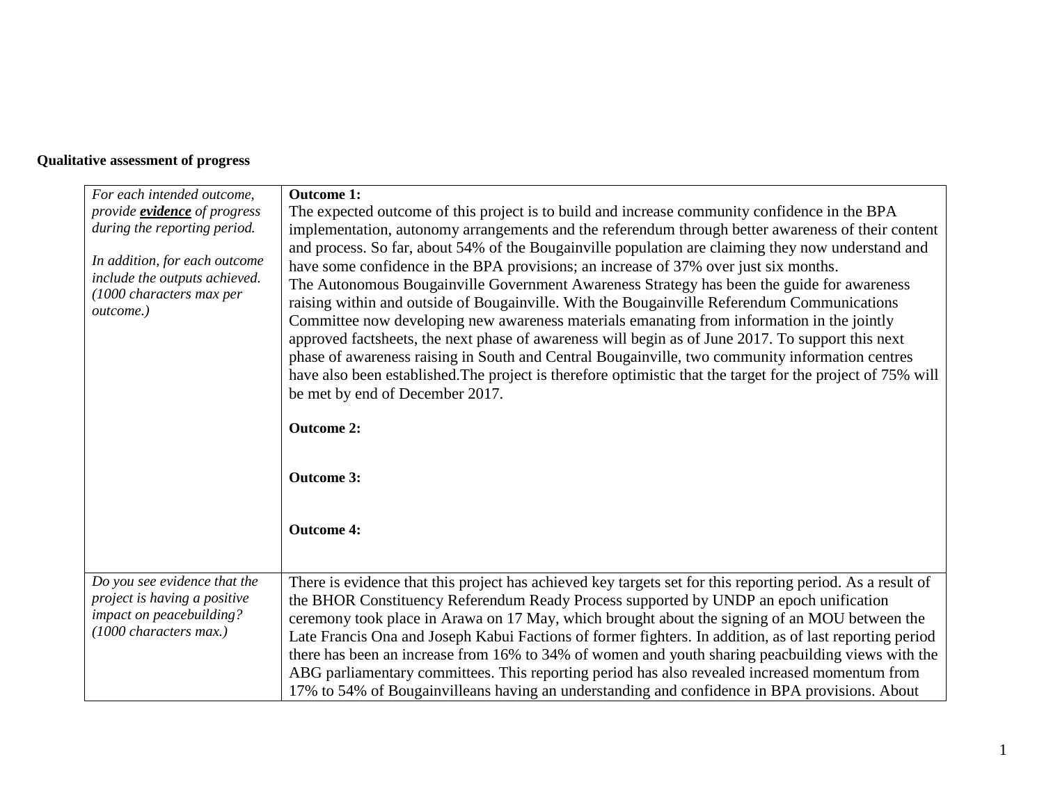**Qualitative assessment of progress**

| | |
|---|---|
| *For each intended outcome, provide* ***evidence*** *of progress during the reporting period.*<br><br>*In addition, for each outcome include the outputs achieved. (1000 characters max per outcome.)* | **Outcome 1:**<br>The expected outcome of this project is to build and increase community confidence in the BPA implementation, autonomy arrangements and the referendum through better awareness of their content and process. So far, about 54% of the Bougainville population are claiming they now understand and have some confidence in the BPA provisions; an increase of 37% over just six months.<br>The Autonomous Bougainville Government Awareness Strategy has been the guide for awareness raising within and outside of Bougainville. With the Bougainville Referendum Communications Committee now developing new awareness materials emanating from information in the jointly approved factsheets, the next phase of awareness will begin as of June 2017. To support this next phase of awareness raising in South and Central Bougainville, two community information centres have also been established.The project is therefore optimistic that the target for the project of 75% will be met by end of December 2017.<br><br>**Outcome 2:**<br><br>**Outcome 3:**<br><br>**Outcome 4:** |
| *Do you see evidence that the project is having a positive impact on peacebuilding? (1000 characters max.)* | There is evidence that this project has achieved key targets set for this reporting period. As a result of the BHOR Constituency Referendum Ready Process supported by UNDP an epoch unification ceremony took place in Arawa on 17 May, which brought about the signing of an MOU between the Late Francis Ona and Joseph Kabui Factions of former fighters. In addition, as of last reporting period there has been an increase from 16% to 34% of women and youth sharing peacbuilding views with the ABG parliamentary committees. This reporting period has also revealed increased momentum from 17% to 54% of Bougainvilleans having an understanding and confidence in BPA provisions. About |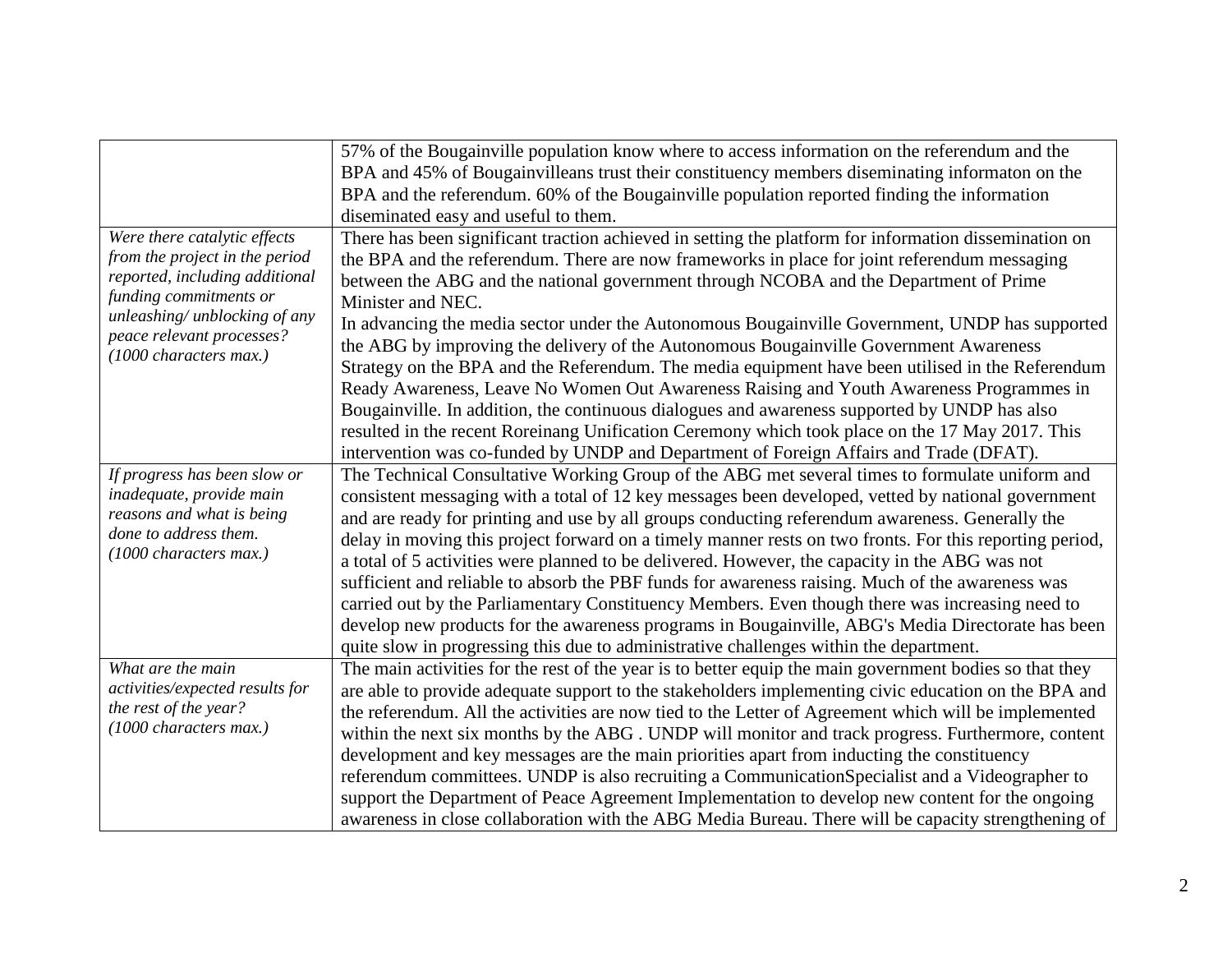| | |
|---|---|
| | 57% of the Bougainville population know where to access information on the referendum and the BPA and 45% of Bougainvilleans trust their constituency members diseminating informaton on the BPA and the referendum. 60% of the Bougainville population reported finding the information diseminated easy and useful to them. |
| *Were there catalytic effects from the project in the period reported, including additional funding commitments or unleashing/ unblocking of any peace relevant processes? (1000 characters max.)* | There has been significant traction achieved in setting the platform for information dissemination on the BPA and the referendum. There are now frameworks in place for joint referendum messaging between the ABG and the national government through NCOBA and the Department of Prime Minister and NEC.<br>In advancing the media sector under the Autonomous Bougainville Government, UNDP has supported the ABG by improving the delivery of the Autonomous Bougainville Government Awareness Strategy on the BPA and the Referendum. The media equipment have been utilised in the Referendum Ready Awareness, Leave No Women Out Awareness Raising and Youth Awareness Programmes in Bougainville. In addition, the continuous dialogues and awareness supported by UNDP has also resulted in the recent Roreinang Unification Ceremony which took place on the 17 May 2017. This intervention was co-funded by UNDP and Department of Foreign Affairs and Trade (DFAT). |
| *If progress has been slow or inadequate, provide main reasons and what is being done to address them. (1000 characters max.)* | The Technical Consultative Working Group of the ABG met several times to formulate uniform and consistent messaging with a total of 12 key messages been developed, vetted by national government and are ready for printing and use by all groups conducting referendum awareness. Generally the delay in moving this project forward on a timely manner rests on two fronts. For this reporting period, a total of 5 activities were planned to be delivered. However, the capacity in the ABG was not sufficient and reliable to absorb the PBF funds for awareness raising. Much of the awareness was carried out by the Parliamentary Constituency Members. Even though there was increasing need to develop new products for the awareness programs in Bougainville, ABG's Media Directorate has been quite slow in progressing this due to administrative challenges within the department. |
| *What are the main activities/expected results for the rest of the year? (1000 characters max.)* | The main activities for the rest of the year is to better equip the main government bodies so that they are able to provide adequate support to the stakeholders implementing civic education on the BPA and the referendum. All the activities are now tied to the Letter of Agreement which will be implemented within the next six months by the ABG . UNDP will monitor and track progress. Furthermore, content development and key messages are the main priorities apart from inducting the constituency referendum committees. UNDP is also recruiting a CommunicationSpecialist and a Videographer to support the Department of Peace Agreement Implementation to develop new content for the ongoing awareness in close collaboration with the ABG Media Bureau. There will be capacity strengthening of |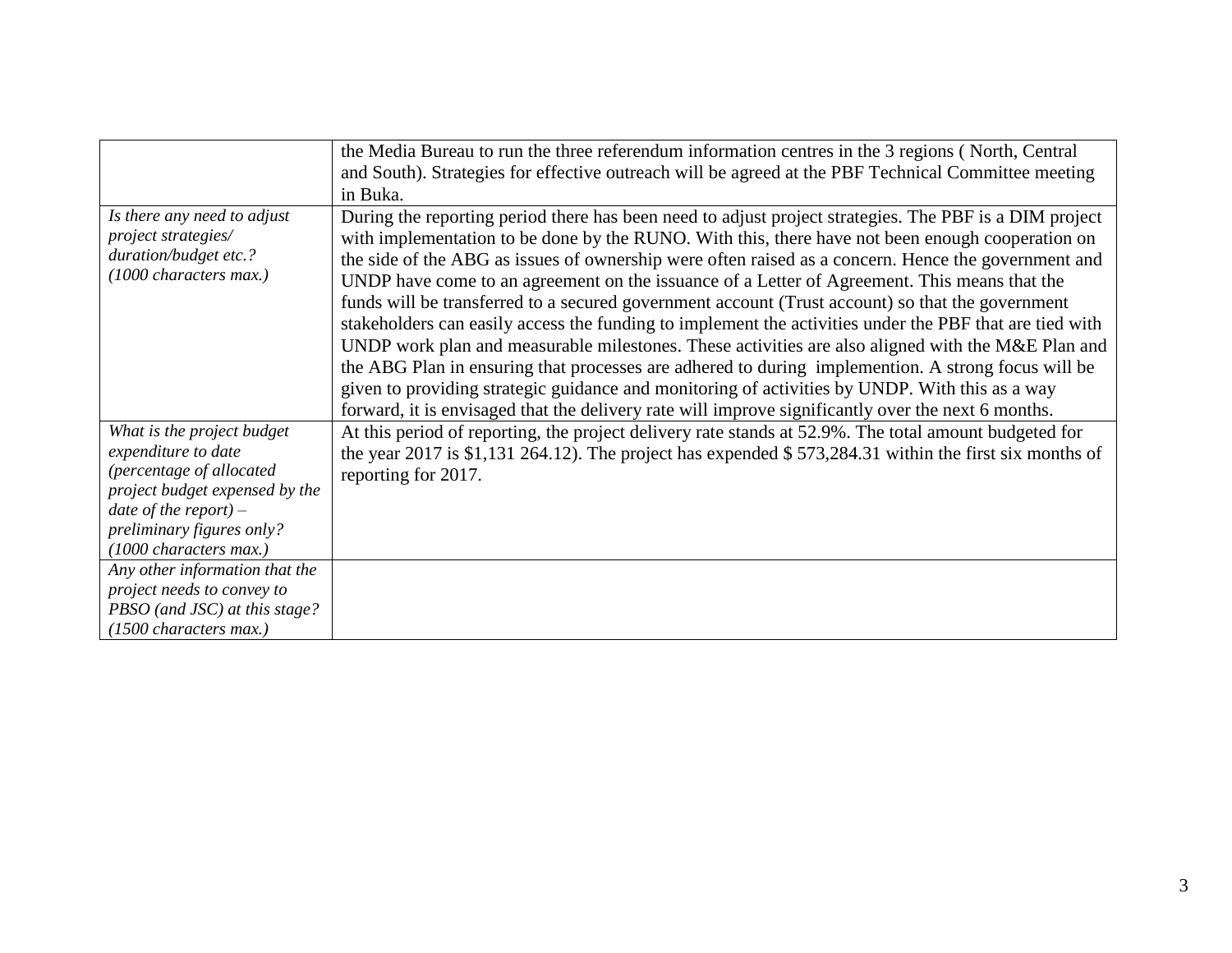| | |
|---|---|
| | the Media Bureau to run the three referendum information centres in the 3 regions ( North, Central and South). Strategies for effective outreach will be agreed at the PBF Technical Committee meeting in Buka. |
| *Is there any need to adjust project strategies/ duration/budget etc.? (1000 characters max.)* | During the reporting period there has been need to adjust project strategies. The PBF is a DIM project with implementation to be done by the RUNO. With this, there have not been enough cooperation on the side of the ABG as issues of ownership were often raised as a concern. Hence the government and UNDP have come to an agreement on the issuance of a Letter of Agreement. This means that the funds will be transferred to a secured government account (Trust account) so that the government stakeholders can easily access the funding to implement the activities under the PBF that are tied with UNDP work plan and measurable milestones. These activities are also aligned with the M&E Plan and the ABG Plan in ensuring that processes are adhered to during implemention. A strong focus will be given to providing strategic guidance and monitoring of activities by UNDP. With this as a way forward, it is envisaged that the delivery rate will improve significantly over the next 6 months. |
| *What is the project budget expenditure to date (percentage of allocated project budget expensed by the date of the report) – preliminary figures only? (1000 characters max.)* | At this period of reporting, the project delivery rate stands at 52.9%. The total amount budgeted for the year 2017 is $1,131 264.12). The project has expended $ 573,284.31 within the first six months of reporting for 2017. |
| *Any other information that the project needs to convey to PBSO (and JSC) at this stage? (1500 characters max.)* | |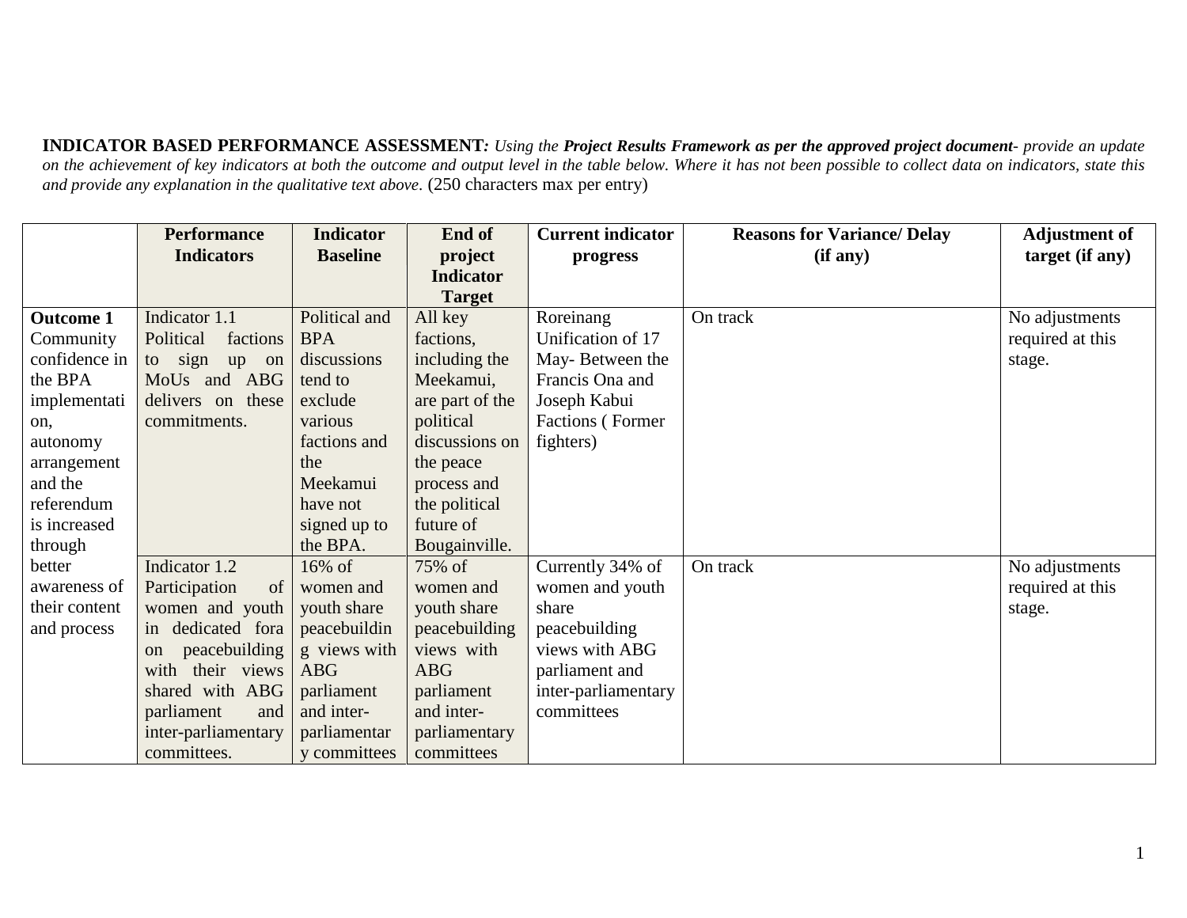**INDICATOR BASED PERFORMANCE ASSESSMENT*:** *Using the* ***Project Results Framework as per the approved project document****- provide an update on the achievement of key indicators at both the outcome and output level in the table below. Where it has not been possible to collect data on indicators, state this and provide any explanation in the qualitative text above.* (250 characters max per entry)

| | Performance Indicators | Indicator Baseline | End of project Indicator Target | Current indicator progress | Reasons for Variance/ Delay (if any) | Adjustment of target (if any) |
|---|---|---|---|---|---|---|
| **Outcome 1** Community confidence in the BPA implementation, autonomy arrangement and the referendum is increased through better awareness of their content and process | Indicator 1.1 Political factions to sign up on MoUs and ABG delivers on these commitments. | Political and BPA discussions tend to exclude various factions and the Meekamui have not signed up to the BPA. | All key factions, including the Meekamui, are part of the political discussions on the peace process and the political future of Bougainville. | Roreinang Unification of 17 May- Between the Francis Ona and Joseph Kabui Factions ( Former fighters) | On track | No adjustments required at this stage. |
| | Indicator 1.2 Participation of women and youth in dedicated fora on peacebuilding with their views shared with ABG parliament and inter-parliamentary committees. | 16% of women and youth share peacebuilding views with ABG parliament and inter-parliamentary committees | 75% of women and youth share peacebuilding views with ABG parliament and inter-parliamentary committees | Currently 34% of women and youth share peacebuilding views with ABG parliament and inter-parliamentary committees | On track | No adjustments required at this stage. |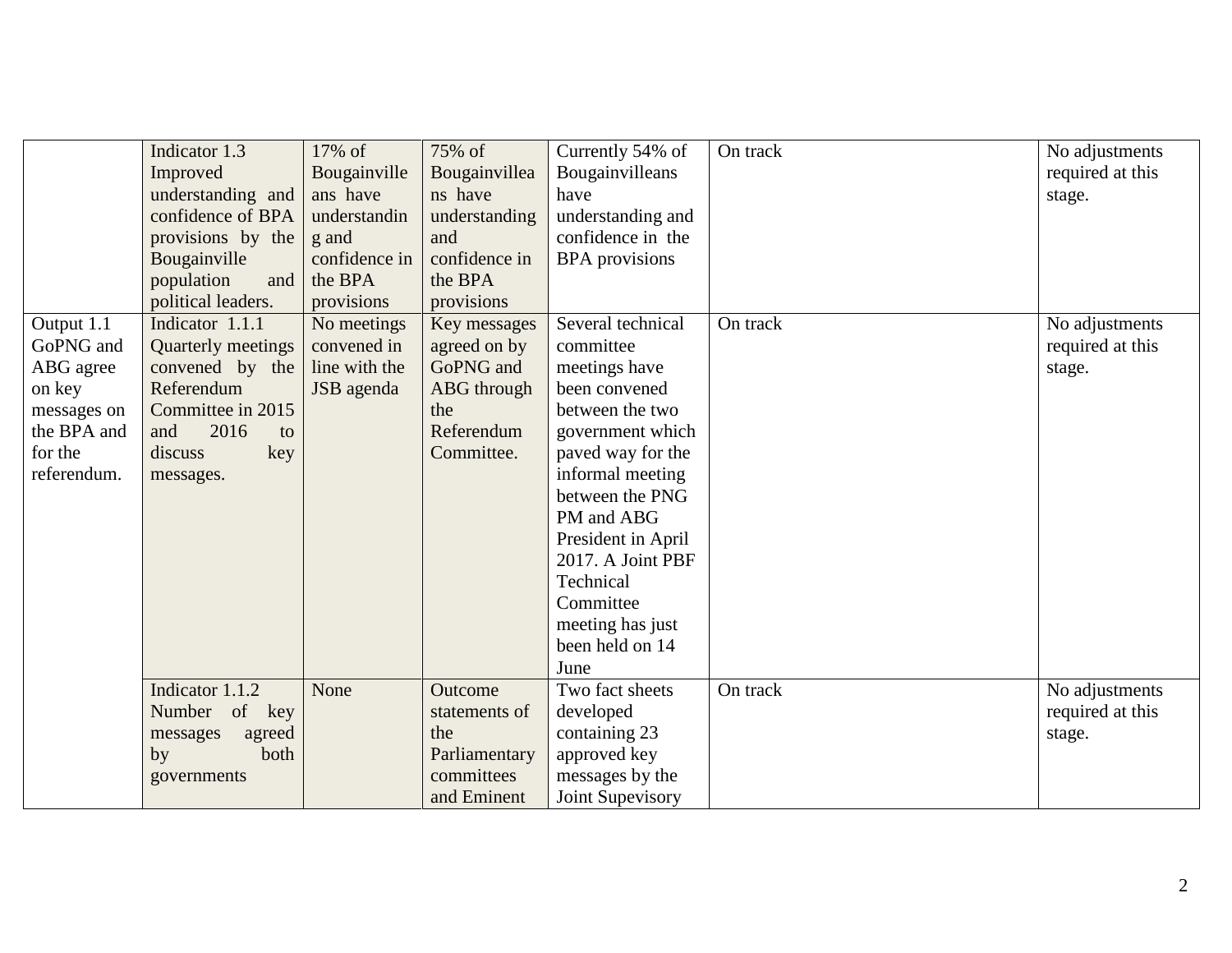| | | | | | | |
|---|---|---|---|---|---|---|
| | Indicator 1.3 Improved understanding and confidence of BPA provisions by the Bougainville population and political leaders. | 17% of Bougainvilleans have understanding and confidence in the BPA provisions | 75% of Bougainvilleans have understanding and confidence in the BPA provisions | Currently 54% of Bougainvilleans have understanding and confidence in the BPA provisions | On track | No adjustments required at this stage. |
| Output 1.1 GoPNG and ABG agree on key messages on the BPA and for the referendum. | Indicator 1.1.1 Quarterly meetings convened by the Referendum Committee in 2015 and 2016 to discuss key messages. | No meetings convened in line with the JSB agenda | Key messages agreed on by GoPNG and ABG through the Referendum Committee. | Several technical committee meetings have been convened between the two government which paved way for the informal meeting between the PNG PM and ABG President in April 2017. A Joint PBF Technical Committee meeting has just been held on 14 June | On track | No adjustments required at this stage. |
| | Indicator 1.1.2 Number of key messages agreed by both governments | None | Outcome statements of the Parliamentary committees and Eminent | Two fact sheets developed containing 23 approved key messages by the Joint Supevisory | On track | No adjustments required at this stage. |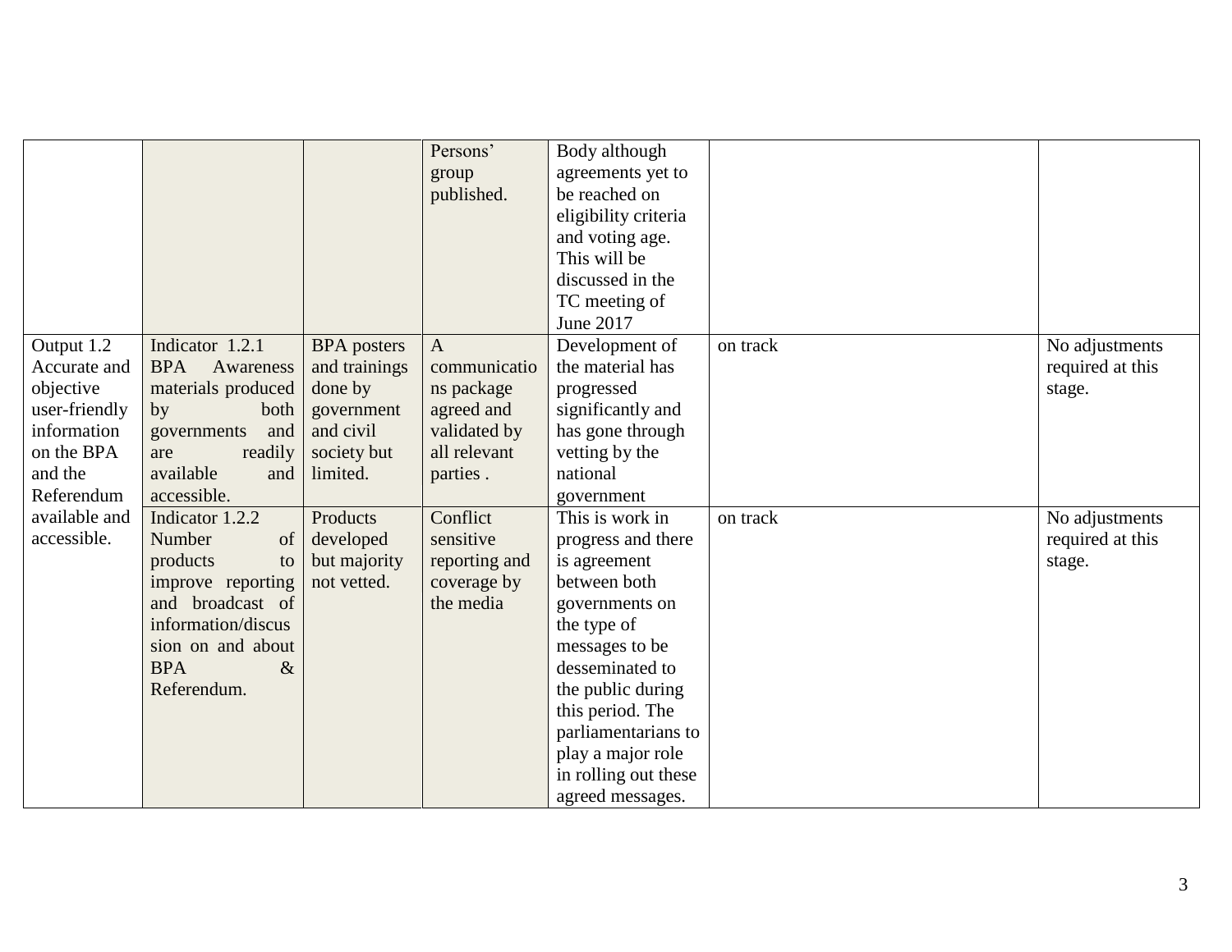|  |  |  | Persons' group published. | Body although agreements yet to be reached on eligibility criteria and voting age. This will be discussed in the TC meeting of June 2017 |  |  |
|---|---|---|---|---|---|---|
| Output 1.2 Accurate and objective user-friendly information on the BPA and the Referendum available and accessible. | Indicator 1.2.1 BPA Awareness materials produced by both governments and are readily available and accessible. | BPA posters and trainings done by government and civil society but limited. | A communications package agreed and validated by all relevant parties . | Development of the material has progressed significantly and has gone through vetting by the national government | on track | No adjustments required at this stage. |
|  | Indicator 1.2.2 Number of products to improve reporting and broadcast of information/discussion on and about BPA & Referendum. | Products developed but majority not vetted. | Conflict sensitive reporting and coverage by the media | This is work in progress and there is agreement between both governments on the type of messages to be desseminated to the public during this period. The parliamentarians to play a major role in rolling out these agreed messages. | on track | No adjustments required at this stage. |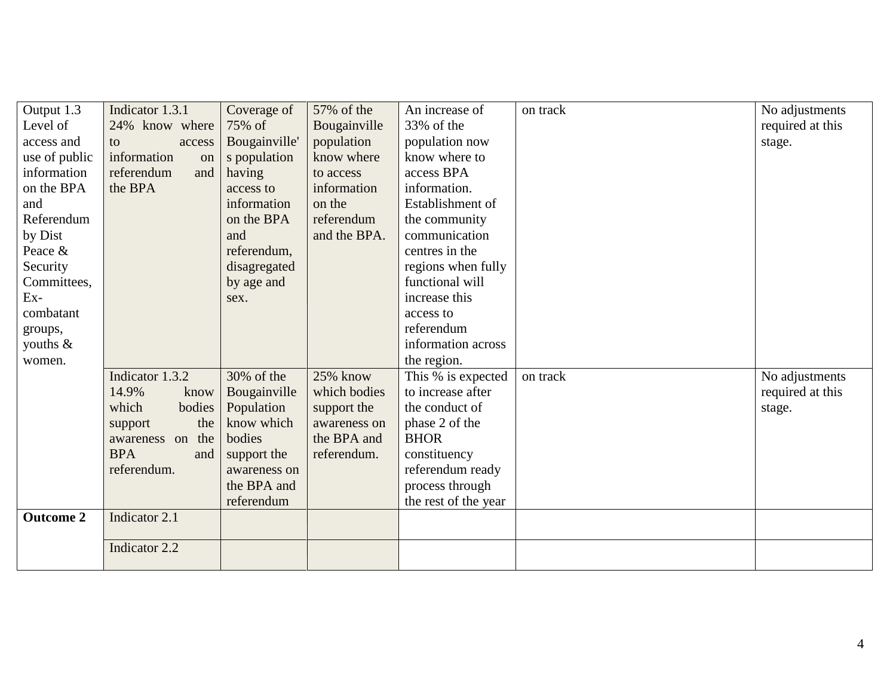| Output 1.3 Level of access and use of public information on the BPA and Referendum by Dist Peace & Security Committees, Ex-combatant groups, youths & women. | Indicator 1.3.1 24% know where to access information on referendum and the BPA | Coverage of 75% of Bougainville's population having access to information on the BPA and referendum, disagregated by age and sex. | 57% of the Bougainville population know where to access information on the referendum and the BPA. | An increase of 33% of the population now know where to access BPA information. Establishment of the community communication centres in the regions when fully functional will increase this access to referendum information across the region. | on track | No adjustments required at this stage. |
|---|---|---|---|---|---|---|
| | Indicator 1.3.2 14.9% know which bodies support the awareness on the BPA and referendum. | 30% of the Bougainville Population know which bodies support the awareness on the BPA and referendum | 25% know which bodies support the awareness on the BPA and referendum. | This % is expected to increase after the conduct of phase 2 of the BHOR constituency referendum ready process through the rest of the year | on track | No adjustments required at this stage. |
| **Outcome 2** | Indicator 2.1 | | | | | |
| | Indicator 2.2 | | | | | |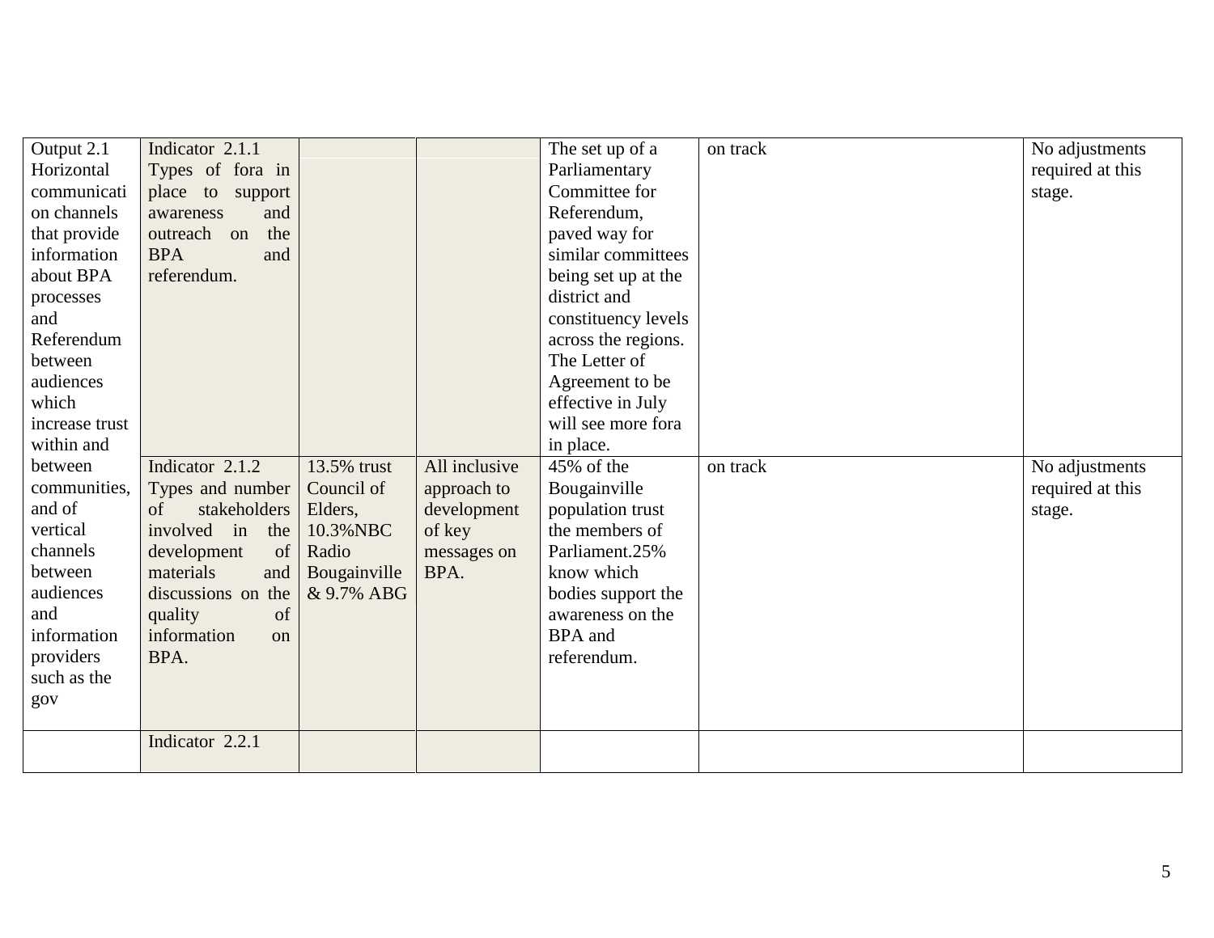| | | | | | | |
|---|---|---|---|---|---|---|
| Output 2.1 Horizontal communication channels that provide information about BPA processes and Referendum between audiences which increase trust within and between communities, and of vertical channels between audiences and information providers such as the gov | Indicator 2.1.1 Types of fora in place to support awareness and outreach on the BPA and referendum. | | | The set up of a Parliamentary Committee for Referendum, paved way for similar committees being set up at the district and constituency levels across the regions. The Letter of Agreement to be effective in July will see more fora in place. | on track | No adjustments required at this stage. |
| | Indicator 2.1.2 Types and number of stakeholders involved in the development of materials and discussions on the quality of information on BPA. | 13.5% trust Council of Elders, 10.3%NBC Radio Bougainville & 9.7% ABG | All inclusive approach to development of key messages on BPA. | 45% of the Bougainville population trust the members of Parliament.25% know which bodies support the awareness on the BPA and referendum. | on track | No adjustments required at this stage. |
| | Indicator 2.2.1 | | | | | |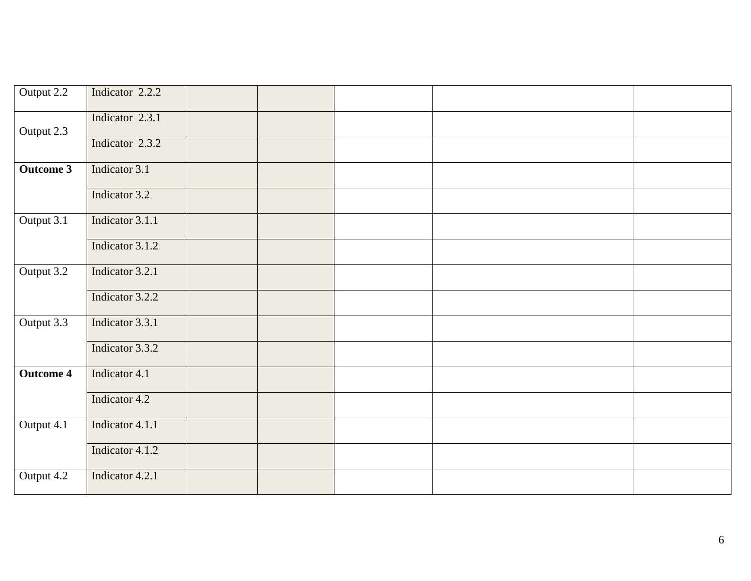| | | | | | | |
|---|---|---|---|---|---|---|
| Output 2.2 | Indicator 2.2.2 | | | | | |
| Output 2.3 | Indicator 2.3.1 | | | | | |
| | Indicator 2.3.2 | | | | | |
| **Outcome 3** | Indicator 3.1 | | | | | |
| | Indicator 3.2 | | | | | |
| Output 3.1 | Indicator 3.1.1 | | | | | |
| | Indicator 3.1.2 | | | | | |
| Output 3.2 | Indicator 3.2.1 | | | | | |
| | Indicator 3.2.2 | | | | | |
| Output 3.3 | Indicator 3.3.1 | | | | | |
| | Indicator 3.3.2 | | | | | |
| **Outcome 4** | Indicator 4.1 | | | | | |
| | Indicator 4.2 | | | | | |
| Output 4.1 | Indicator 4.1.1 | | | | | |
| | Indicator 4.1.2 | | | | | |
| Output 4.2 | Indicator 4.2.1 | | | | | |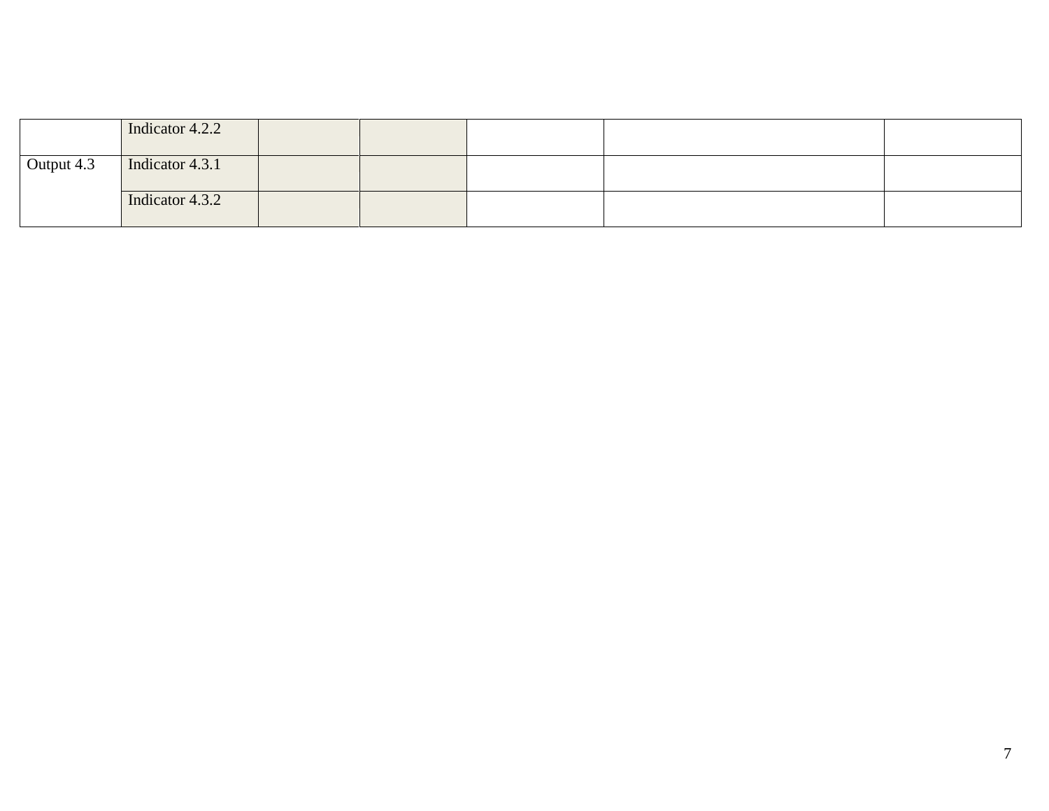| | | | | | | |
|---|---|---|---|---|---|---|
| | Indicator 4.2.2 | | | | | |
| Output 4.3 | Indicator 4.3.1 | | | | | |
| | Indicator 4.3.2 | | | | | |